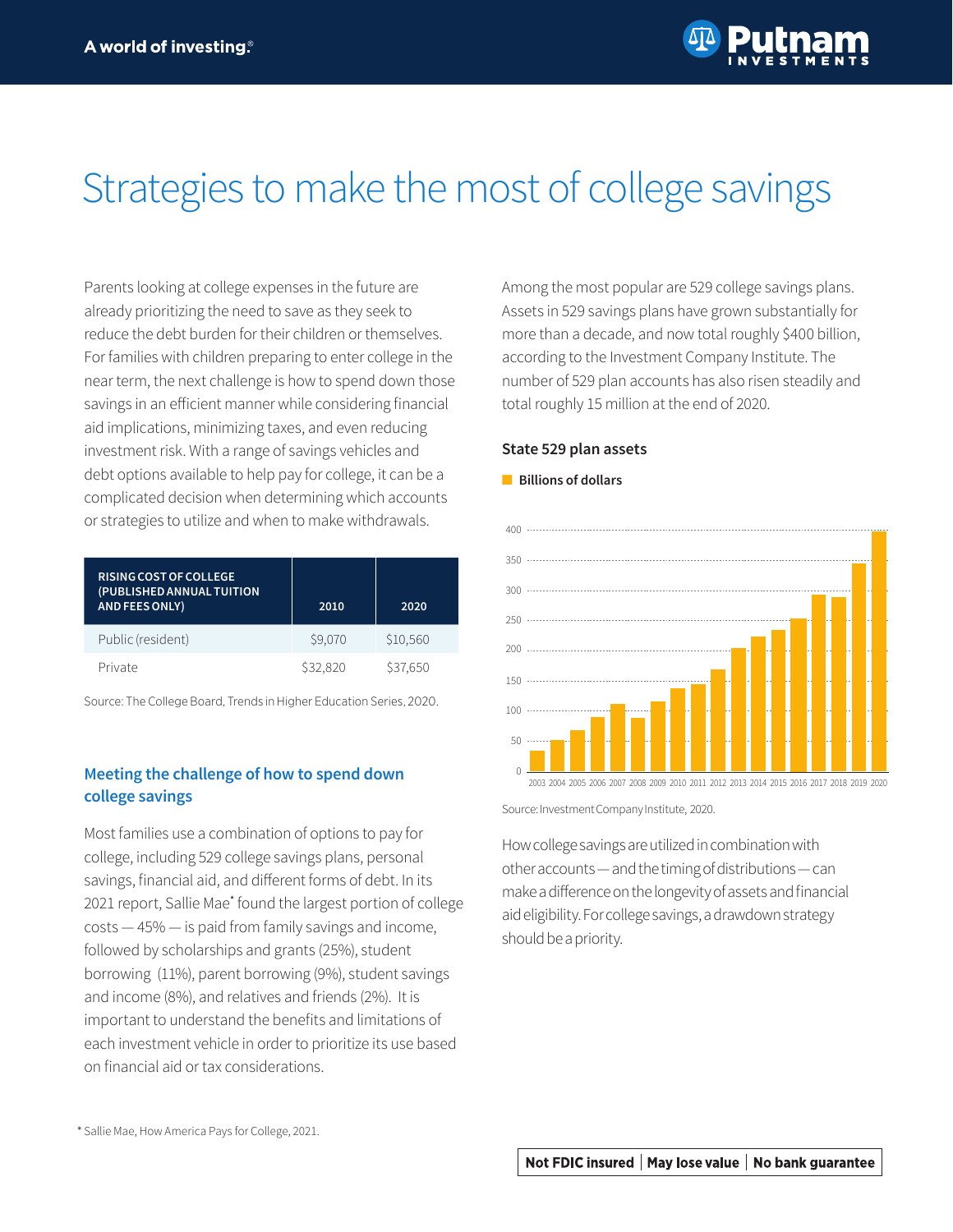# Strategies to make the most of college savings

Parents looking at college expenses in the future are already prioritizing the need to save as they seek to reduce the debt burden for their children or themselves. For families with children preparing to enter college in the near term, the next challenge is how to spend down those savings in an efficient manner while considering financial aid implications, minimizing taxes, and even reducing investment risk. With a range of savings vehicles and debt options available to help pay for college, it can be a complicated decision when determining which accounts or strategies to utilize and when to make withdrawals.

| RISING COST OF COLLEGE (PUBLISHED ANNUAL TUITION AND FEES ONLY) | 2010 | 2020 |
|---|---|---|
| Public (resident) | $9,070 | $10,560 |
| Private | $32,820 | $37,650 |

Source: The College Board, Trends in Higher Education Series, 2020.

## Meeting the challenge of how to spend down college savings

Most families use a combination of options to pay for college, including 529 college savings plans, personal savings, financial aid, and different forms of debt. In its 2021 report, Sallie Mae* found the largest portion of college costs — 45% — is paid from family savings and income, followed by scholarships and grants (25%), student borrowing (11%), parent borrowing (9%), student savings and income (8%), and relatives and friends (2%). It is important to understand the benefits and limitations of each investment vehicle in order to prioritize its use based on financial aid or tax considerations.

Among the most popular are 529 college savings plans. Assets in 529 savings plans have grown substantially for more than a decade, and now total roughly $400 billion, according to the Investment Company Institute. The number of 529 plan accounts has also risen steadily and total roughly 15 million at the end of 2020.

**State 529 plan assets**

Billions of dollars

Source: Investment Company Institute, 2020.

How college savings are utilized in combination with other accounts — and the timing of distributions — can make a difference on the longevity of assets and financial aid eligibility. For college savings, a drawdown strategy should be a priority.

* Sallie Mae, How America Pays for College, 2021.

**Not FDIC insured | May lose value | No bank guarantee**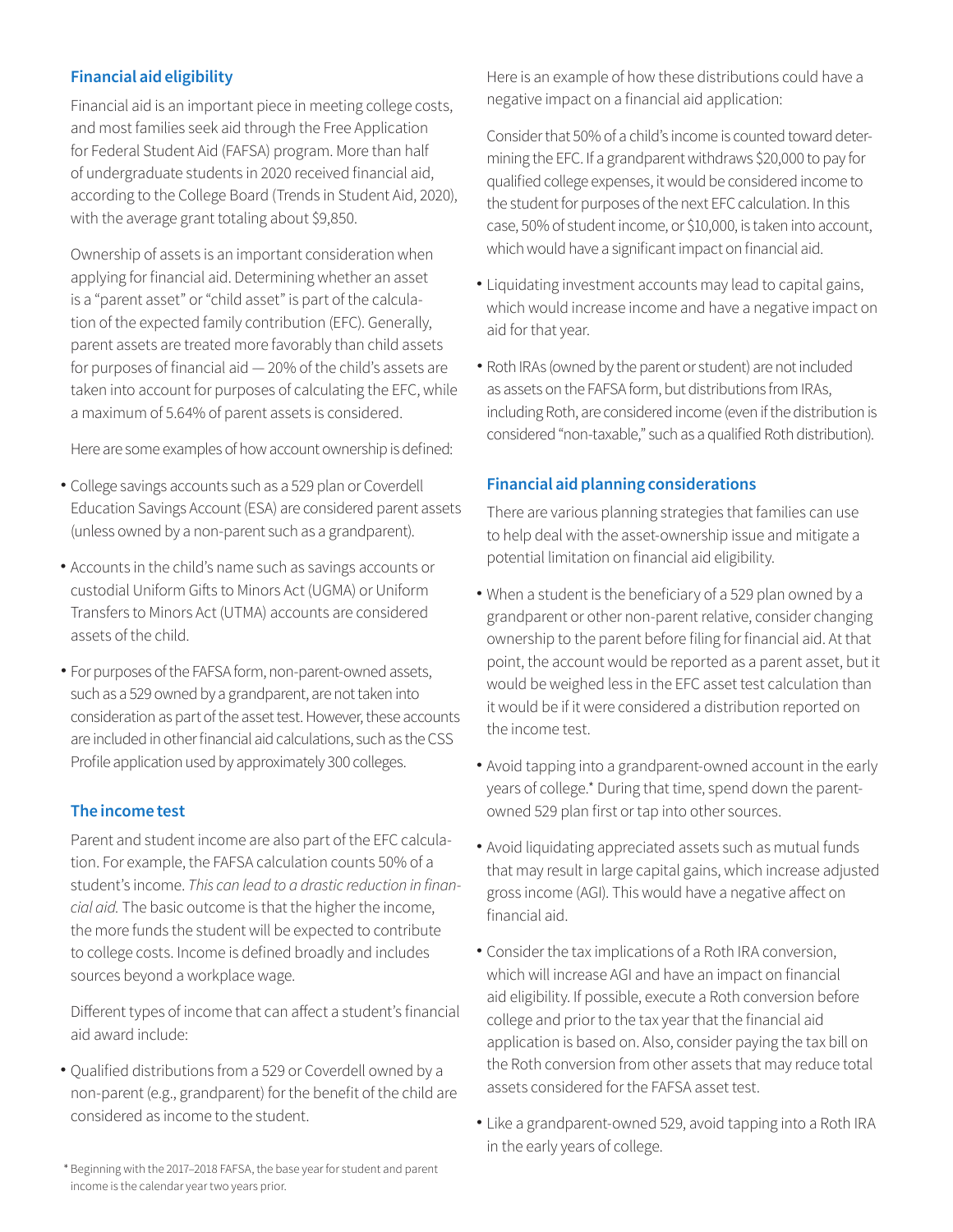## Financial aid eligibility

Financial aid is an important piece in meeting college costs, and most families seek aid through the Free Application for Federal Student Aid (FAFSA) program. More than half of undergraduate students in 2020 received financial aid, according to the College Board (Trends in Student Aid, 2020), with the average grant totaling about $9,850.

Ownership of assets is an important consideration when applying for financial aid. Determining whether an asset is a "parent asset" or "child asset" is part of the calculation of the expected family contribution (EFC). Generally, parent assets are treated more favorably than child assets for purposes of financial aid — 20% of the child's assets are taken into account for purposes of calculating the EFC, while a maximum of 5.64% of parent assets is considered.

Here are some examples of how account ownership is defined:

- College savings accounts such as a 529 plan or Coverdell Education Savings Account (ESA) are considered parent assets (unless owned by a non-parent such as a grandparent).
- Accounts in the child's name such as savings accounts or custodial Uniform Gifts to Minors Act (UGMA) or Uniform Transfers to Minors Act (UTMA) accounts are considered assets of the child.
- For purposes of the FAFSA form, non-parent-owned assets, such as a 529 owned by a grandparent, are not taken into consideration as part of the asset test. However, these accounts are included in other financial aid calculations, such as the CSS Profile application used by approximately 300 colleges.

## The income test

Parent and student income are also part of the EFC calculation. For example, the FAFSA calculation counts 50% of a student's income. *This can lead to a drastic reduction in financial aid.* The basic outcome is that the higher the income, the more funds the student will be expected to contribute to college costs. Income is defined broadly and includes sources beyond a workplace wage.

Different types of income that can affect a student's financial aid award include:

- Qualified distributions from a 529 or Coverdell owned by a non-parent (e.g., grandparent) for the benefit of the child are considered as income to the student.

  Here is an example of how these distributions could have a negative impact on a financial aid application:

  Consider that 50% of a child's income is counted toward determining the EFC. If a grandparent withdraws $20,000 to pay for qualified college expenses, it would be considered income to the student for purposes of the next EFC calculation. In this case, 50% of student income, or $10,000, is taken into account, which would have a significant impact on financial aid.

- Liquidating investment accounts may lead to capital gains, which would increase income and have a negative impact on aid for that year.
- Roth IRAs (owned by the parent or student) are not included as assets on the FAFSA form, but distributions from IRAs, including Roth, are considered income (even if the distribution is considered "non-taxable," such as a qualified Roth distribution).

## Financial aid planning considerations

There are various planning strategies that families can use to help deal with the asset-ownership issue and mitigate a potential limitation on financial aid eligibility.

- When a student is the beneficiary of a 529 plan owned by a grandparent or other non-parent relative, consider changing ownership to the parent before filing for financial aid. At that point, the account would be reported as a parent asset, but it would be weighed less in the EFC asset test calculation than it would be if it were considered a distribution reported on the income test.
- Avoid tapping into a grandparent-owned account in the early years of college.* During that time, spend down the parent-owned 529 plan first or tap into other sources.
- Avoid liquidating appreciated assets such as mutual funds that may result in large capital gains, which increase adjusted gross income (AGI). This would have a negative affect on financial aid.
- Consider the tax implications of a Roth IRA conversion, which will increase AGI and have an impact on financial aid eligibility. If possible, execute a Roth conversion before college and prior to the tax year that the financial aid application is based on. Also, consider paying the tax bill on the Roth conversion from other assets that may reduce total assets considered for the FAFSA asset test.
- Like a grandparent-owned 529, avoid tapping into a Roth IRA in the early years of college.

* Beginning with the 2017–2018 FAFSA, the base year for student and parent income is the calendar year two years prior.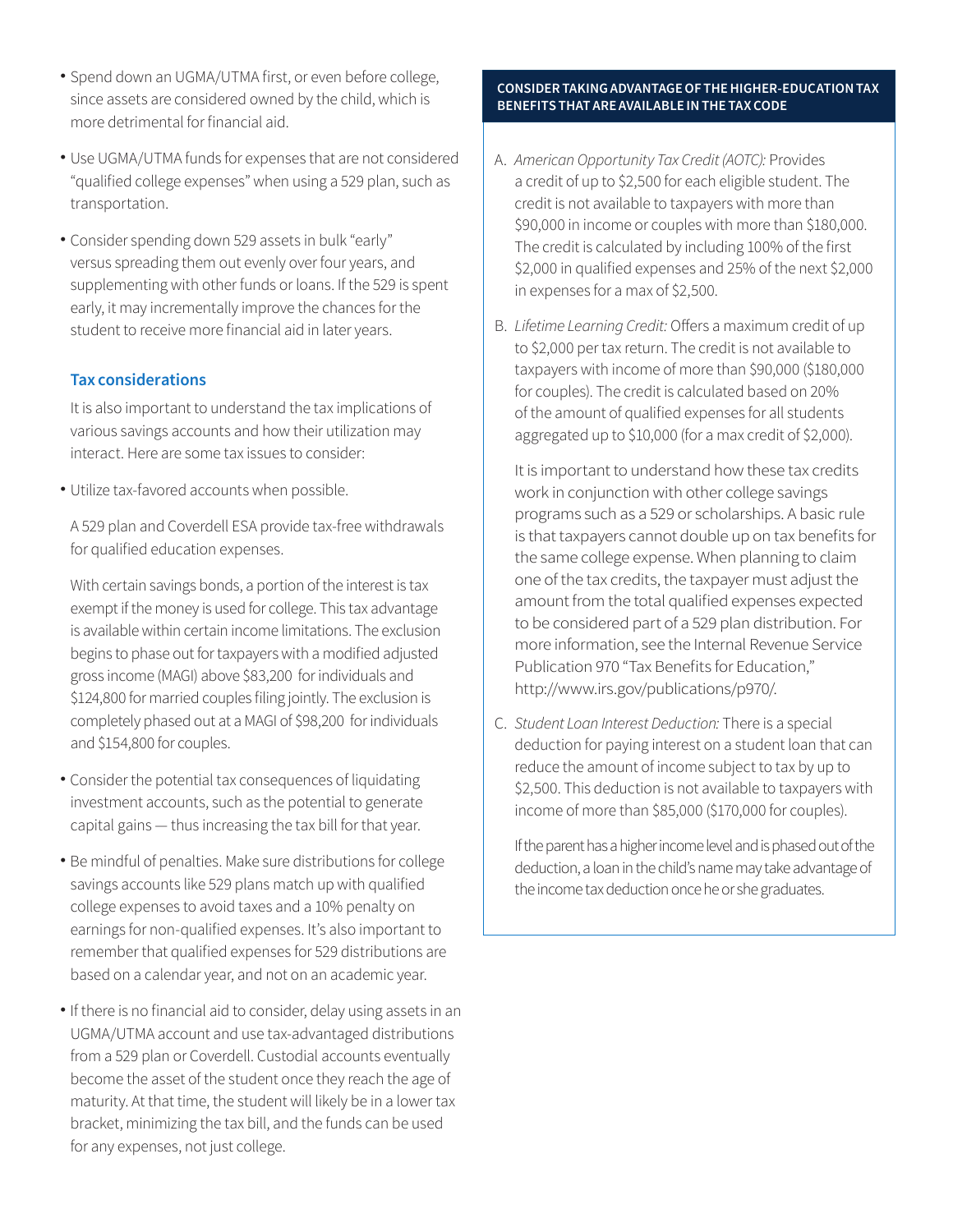- Spend down an UGMA/UTMA first, or even before college, since assets are considered owned by the child, which is more detrimental for financial aid.
- Use UGMA/UTMA funds for expenses that are not considered "qualified college expenses" when using a 529 plan, such as transportation.
- Consider spending down 529 assets in bulk "early" versus spreading them out evenly over four years, and supplementing with other funds or loans. If the 529 is spent early, it may incrementally improve the chances for the student to receive more financial aid in later years.

### Tax considerations

It is also important to understand the tax implications of various savings accounts and how their utilization may interact. Here are some tax issues to consider:

- Utilize tax-favored accounts when possible.

  A 529 plan and Coverdell ESA provide tax-free withdrawals for qualified education expenses.

  With certain savings bonds, a portion of the interest is tax exempt if the money is used for college. This tax advantage is available within certain income limitations. The exclusion begins to phase out for taxpayers with a modified adjusted gross income (MAGI) above $83,200 for individuals and $124,800 for married couples filing jointly. The exclusion is completely phased out at a MAGI of $98,200 for individuals and $154,800 for couples.

- Consider the potential tax consequences of liquidating investment accounts, such as the potential to generate capital gains — thus increasing the tax bill for that year.
- Be mindful of penalties. Make sure distributions for college savings accounts like 529 plans match up with qualified college expenses to avoid taxes and a 10% penalty on earnings for non-qualified expenses. It's also important to remember that qualified expenses for 529 distributions are based on a calendar year, and not on an academic year.
- If there is no financial aid to consider, delay using assets in an UGMA/UTMA account and use tax-advantaged distributions from a 529 plan or Coverdell. Custodial accounts eventually become the asset of the student once they reach the age of maturity. At that time, the student will likely be in a lower tax bracket, minimizing the tax bill, and the funds can be used for any expenses, not just college.

**CONSIDER TAKING ADVANTAGE OF THE HIGHER-EDUCATION TAX BENEFITS THAT ARE AVAILABLE IN THE TAX CODE**

A. *American Opportunity Tax Credit (AOTC):* Provides a credit of up to $2,500 for each eligible student. The credit is not available to taxpayers with more than $90,000 in income or couples with more than $180,000. The credit is calculated by including 100% of the first $2,000 in qualified expenses and 25% of the next $2,000 in expenses for a max of $2,500.

B. *Lifetime Learning Credit:* Offers a maximum credit of up to $2,000 per tax return. The credit is not available to taxpayers with income of more than $90,000 ($180,000 for couples). The credit is calculated based on 20% of the amount of qualified expenses for all students aggregated up to $10,000 (for a max credit of $2,000).

   It is important to understand how these tax credits work in conjunction with other college savings programs such as a 529 or scholarships. A basic rule is that taxpayers cannot double up on tax benefits for the same college expense. When planning to claim one of the tax credits, the taxpayer must adjust the amount from the total qualified expenses expected to be considered part of a 529 plan distribution. For more information, see the Internal Revenue Service Publication 970 "Tax Benefits for Education," http://www.irs.gov/publications/p970/.

C. *Student Loan Interest Deduction:* There is a special deduction for paying interest on a student loan that can reduce the amount of income subject to tax by up to $2,500. This deduction is not available to taxpayers with income of more than $85,000 ($170,000 for couples).

   If the parent has a higher income level and is phased out of the deduction, a loan in the child's name may take advantage of the income tax deduction once he or she graduates.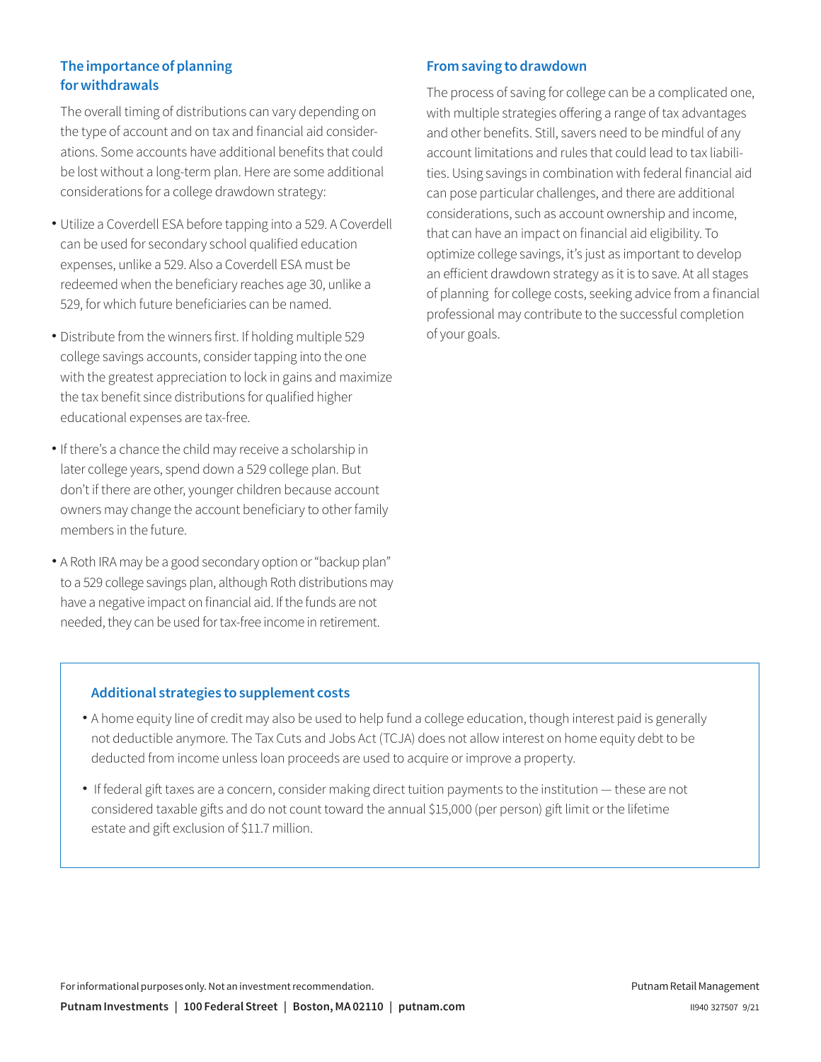## The importance of planning for withdrawals

The overall timing of distributions can vary depending on the type of account and on tax and financial aid considerations. Some accounts have additional benefits that could be lost without a long-term plan. Here are some additional considerations for a college drawdown strategy:

- Utilize a Coverdell ESA before tapping into a 529. A Coverdell can be used for secondary school qualified education expenses, unlike a 529. Also a Coverdell ESA must be redeemed when the beneficiary reaches age 30, unlike a 529, for which future beneficiaries can be named.
- Distribute from the winners first. If holding multiple 529 college savings accounts, consider tapping into the one with the greatest appreciation to lock in gains and maximize the tax benefit since distributions for qualified higher educational expenses are tax-free.
- If there's a chance the child may receive a scholarship in later college years, spend down a 529 college plan. But don't if there are other, younger children because account owners may change the account beneficiary to other family members in the future.
- A Roth IRA may be a good secondary option or "backup plan" to a 529 college savings plan, although Roth distributions may have a negative impact on financial aid. If the funds are not needed, they can be used for tax-free income in retirement.

## From saving to drawdown

The process of saving for college can be a complicated one, with multiple strategies offering a range of tax advantages and other benefits. Still, savers need to be mindful of any account limitations and rules that could lead to tax liabilities. Using savings in combination with federal financial aid can pose particular challenges, and there are additional considerations, such as account ownership and income, that can have an impact on financial aid eligibility. To optimize college savings, it's just as important to develop an efficient drawdown strategy as it is to save. At all stages of planning for college costs, seeking advice from a financial professional may contribute to the successful completion of your goals.

### Additional strategies to supplement costs

- A home equity line of credit may also be used to help fund a college education, though interest paid is generally not deductible anymore. The Tax Cuts and Jobs Act (TCJA) does not allow interest on home equity debt to be deducted from income unless loan proceeds are used to acquire or improve a property.
- If federal gift taxes are a concern, consider making direct tuition payments to the institution — these are not considered taxable gifts and do not count toward the annual $15,000 (per person) gift limit or the lifetime estate and gift exclusion of $11.7 million.

For informational purposes only. Not an investment recommendation.

Putnam Retail Management

**Putnam Investments | 100 Federal Street | Boston, MA 02110 | putnam.com**

II940 327507 9/21